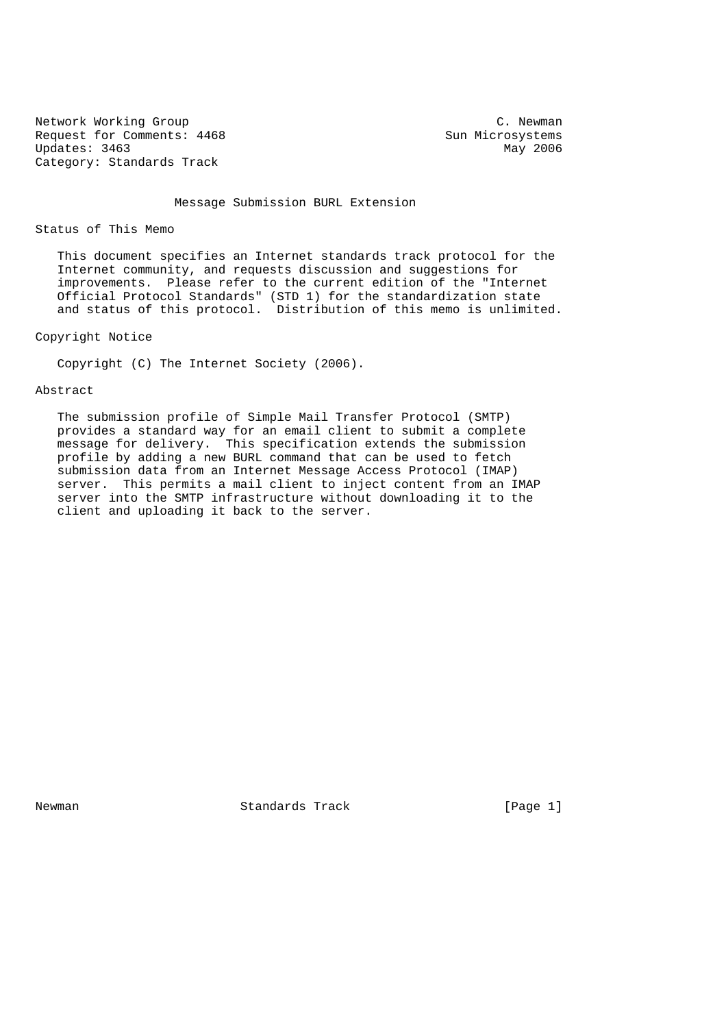Network Working Group C. Newman
Request for Comments: 4468 Sun Microsystems
Updates: 3463 May 2006
Category: Standards Track

# Message Submission BURL Extension

## Status of This Memo

This document specifies an Internet standards track protocol for the Internet community, and requests discussion and suggestions for improvements. Please refer to the current edition of the "Internet Official Protocol Standards" (STD 1) for the standardization state and status of this protocol. Distribution of this memo is unlimited.

## Copyright Notice

Copyright (C) The Internet Society (2006).

## Abstract

The submission profile of Simple Mail Transfer Protocol (SMTP) provides a standard way for an email client to submit a complete message for delivery. This specification extends the submission profile by adding a new BURL command that can be used to fetch submission data from an Internet Message Access Protocol (IMAP) server. This permits a mail client to inject content from an IMAP server into the SMTP infrastructure without downloading it to the client and uploading it back to the server.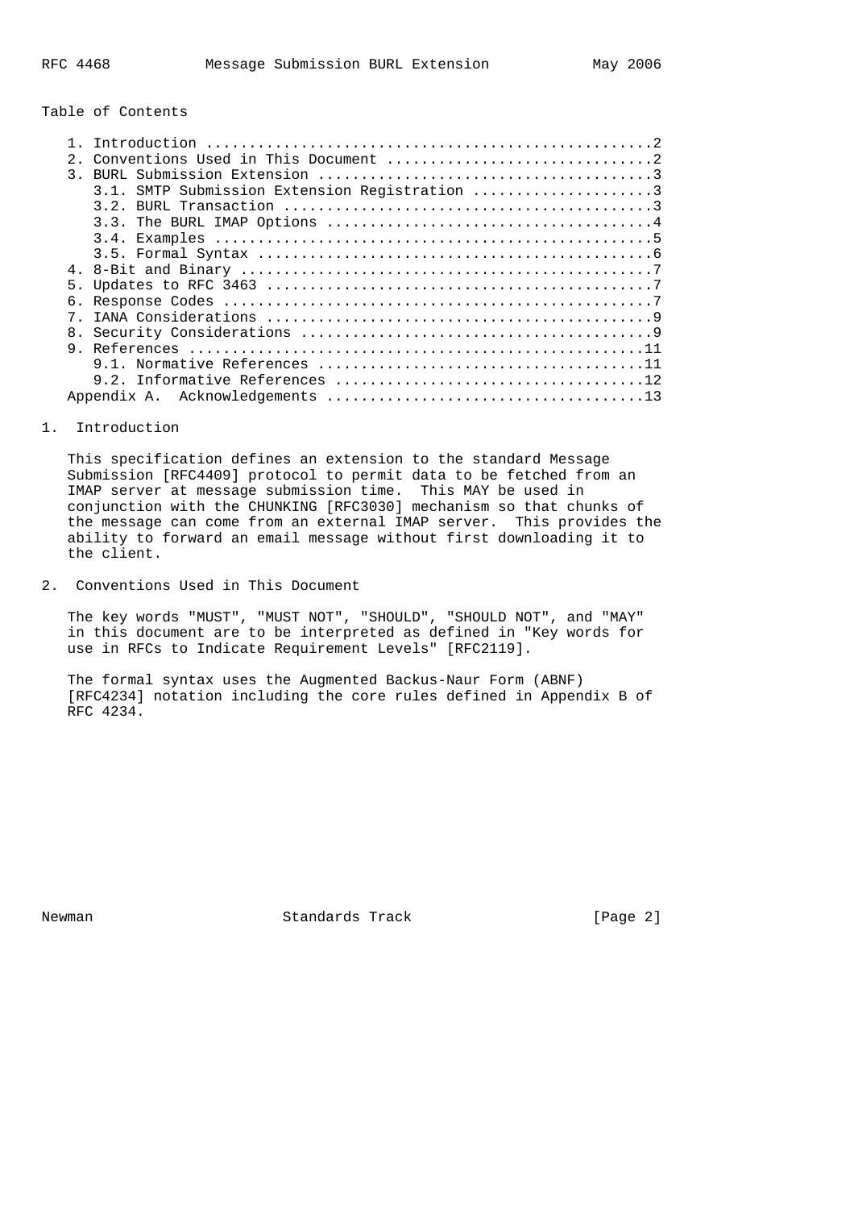Table of Contents

1. Introduction ....................................................2
2. Conventions Used in This Document ...............................2
3. BURL Submission Extension .......................................3
   3.1. SMTP Submission Extension Registration .....................3
   3.2. BURL Transaction ...........................................3
   3.3. The BURL IMAP Options ......................................4
   3.4. Examples ...................................................5
   3.5. Formal Syntax ..............................................6
4. 8-Bit and Binary ................................................7
5. Updates to RFC 3463 .............................................7
6. Response Codes ..................................................7
7. IANA Considerations .............................................9
8. Security Considerations .........................................9
9. References .....................................................11
   9.1. Normative References ......................................11
   9.2. Informative References ....................................12
Appendix A. Acknowledgements ......................................13

## 1. Introduction

This specification defines an extension to the standard Message Submission [RFC4409] protocol to permit data to be fetched from an IMAP server at message submission time. This MAY be used in conjunction with the CHUNKING [RFC3030] mechanism so that chunks of the message can come from an external IMAP server. This provides the ability to forward an email message without first downloading it to the client.

## 2. Conventions Used in This Document

The key words "MUST", "MUST NOT", "SHOULD", "SHOULD NOT", and "MAY" in this document are to be interpreted as defined in "Key words for use in RFCs to Indicate Requirement Levels" [RFC2119].

The formal syntax uses the Augmented Backus-Naur Form (ABNF) [RFC4234] notation including the core rules defined in Appendix B of RFC 4234.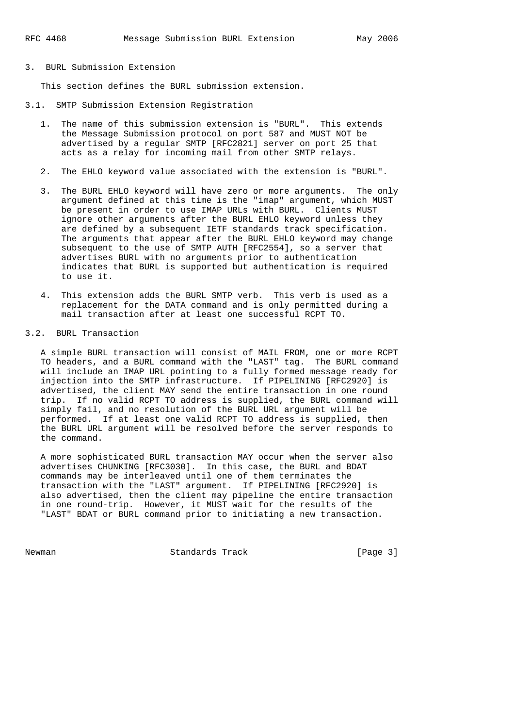## 3. BURL Submission Extension

This section defines the BURL submission extension.

### 3.1. SMTP Submission Extension Registration

1. The name of this submission extension is "BURL". This extends the Message Submission protocol on port 587 and MUST NOT be advertised by a regular SMTP [RFC2821] server on port 25 that acts as a relay for incoming mail from other SMTP relays.

2. The EHLO keyword value associated with the extension is "BURL".

3. The BURL EHLO keyword will have zero or more arguments. The only argument defined at this time is the "imap" argument, which MUST be present in order to use IMAP URLs with BURL. Clients MUST ignore other arguments after the BURL EHLO keyword unless they are defined by a subsequent IETF standards track specification. The arguments that appear after the BURL EHLO keyword may change subsequent to the use of SMTP AUTH [RFC2554], so a server that advertises BURL with no arguments prior to authentication indicates that BURL is supported but authentication is required to use it.

4. This extension adds the BURL SMTP verb. This verb is used as a replacement for the DATA command and is only permitted during a mail transaction after at least one successful RCPT TO.

### 3.2. BURL Transaction

A simple BURL transaction will consist of MAIL FROM, one or more RCPT TO headers, and a BURL command with the "LAST" tag. The BURL command will include an IMAP URL pointing to a fully formed message ready for injection into the SMTP infrastructure. If PIPELINING [RFC2920] is advertised, the client MAY send the entire transaction in one round trip. If no valid RCPT TO address is supplied, the BURL command will simply fail, and no resolution of the BURL URL argument will be performed. If at least one valid RCPT TO address is supplied, then the BURL URL argument will be resolved before the server responds to the command.

A more sophisticated BURL transaction MAY occur when the server also advertises CHUNKING [RFC3030]. In this case, the BURL and BDAT commands may be interleaved until one of them terminates the transaction with the "LAST" argument. If PIPELINING [RFC2920] is also advertised, then the client may pipeline the entire transaction in one round-trip. However, it MUST wait for the results of the "LAST" BDAT or BURL command prior to initiating a new transaction.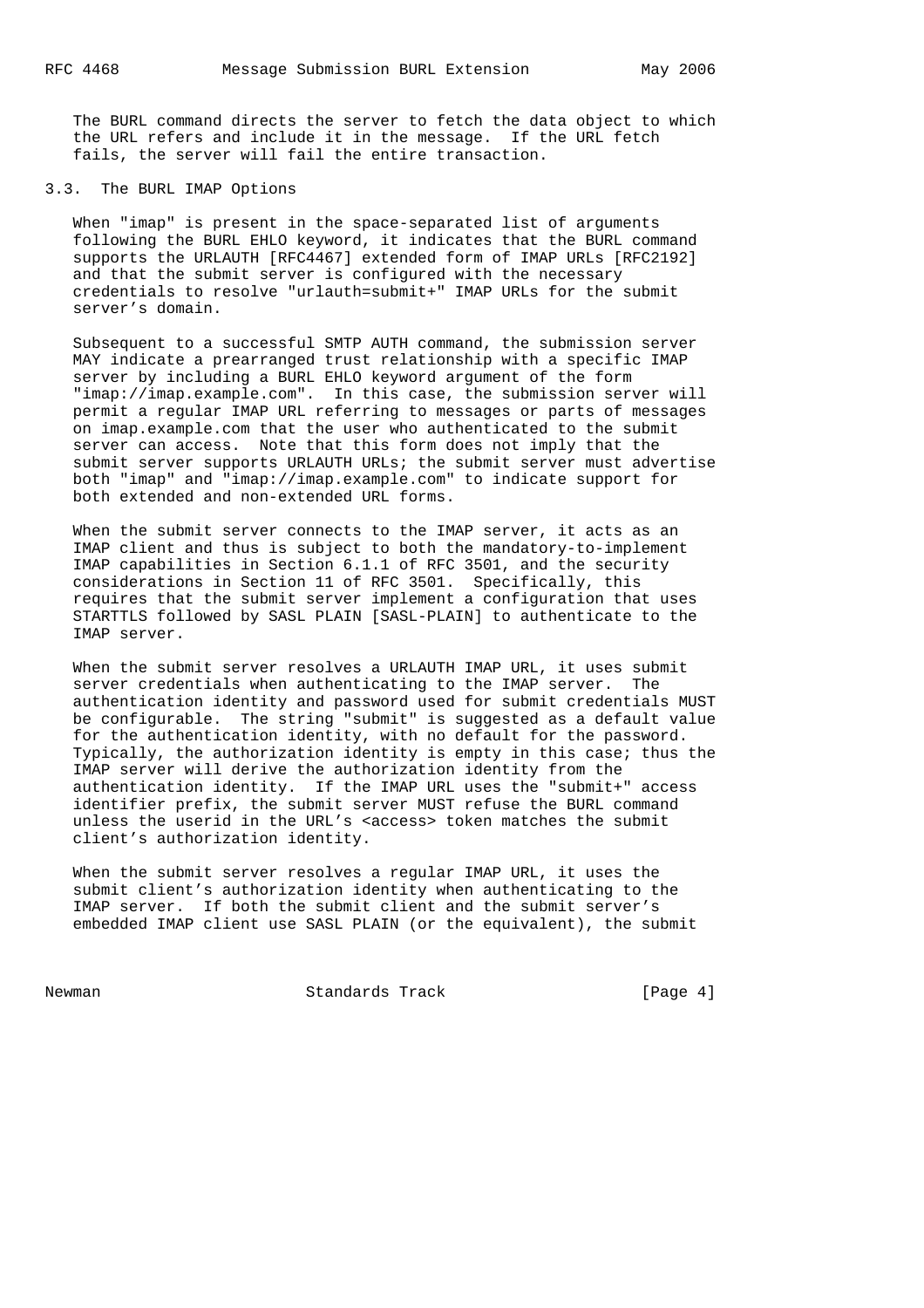The BURL command directs the server to fetch the data object to which the URL refers and include it in the message. If the URL fetch fails, the server will fail the entire transaction.

### 3.3. The BURL IMAP Options

When "imap" is present in the space-separated list of arguments following the BURL EHLO keyword, it indicates that the BURL command supports the URLAUTH [RFC4467] extended form of IMAP URLs [RFC2192] and that the submit server is configured with the necessary credentials to resolve "urlauth=submit+" IMAP URLs for the submit server's domain.

Subsequent to a successful SMTP AUTH command, the submission server MAY indicate a prearranged trust relationship with a specific IMAP server by including a BURL EHLO keyword argument of the form "imap://imap.example.com". In this case, the submission server will permit a regular IMAP URL referring to messages or parts of messages on imap.example.com that the user who authenticated to the submit server can access. Note that this form does not imply that the submit server supports URLAUTH URLs; the submit server must advertise both "imap" and "imap://imap.example.com" to indicate support for both extended and non-extended URL forms.

When the submit server connects to the IMAP server, it acts as an IMAP client and thus is subject to both the mandatory-to-implement IMAP capabilities in Section 6.1.1 of RFC 3501, and the security considerations in Section 11 of RFC 3501. Specifically, this requires that the submit server implement a configuration that uses STARTTLS followed by SASL PLAIN [SASL-PLAIN] to authenticate to the IMAP server.

When the submit server resolves a URLAUTH IMAP URL, it uses submit server credentials when authenticating to the IMAP server. The authentication identity and password used for submit credentials MUST be configurable. The string "submit" is suggested as a default value for the authentication identity, with no default for the password. Typically, the authorization identity is empty in this case; thus the IMAP server will derive the authorization identity from the authentication identity. If the IMAP URL uses the "submit+" access identifier prefix, the submit server MUST refuse the BURL command unless the userid in the URL's <access> token matches the submit client's authorization identity.

When the submit server resolves a regular IMAP URL, it uses the submit client's authorization identity when authenticating to the IMAP server. If both the submit client and the submit server's embedded IMAP client use SASL PLAIN (or the equivalent), the submit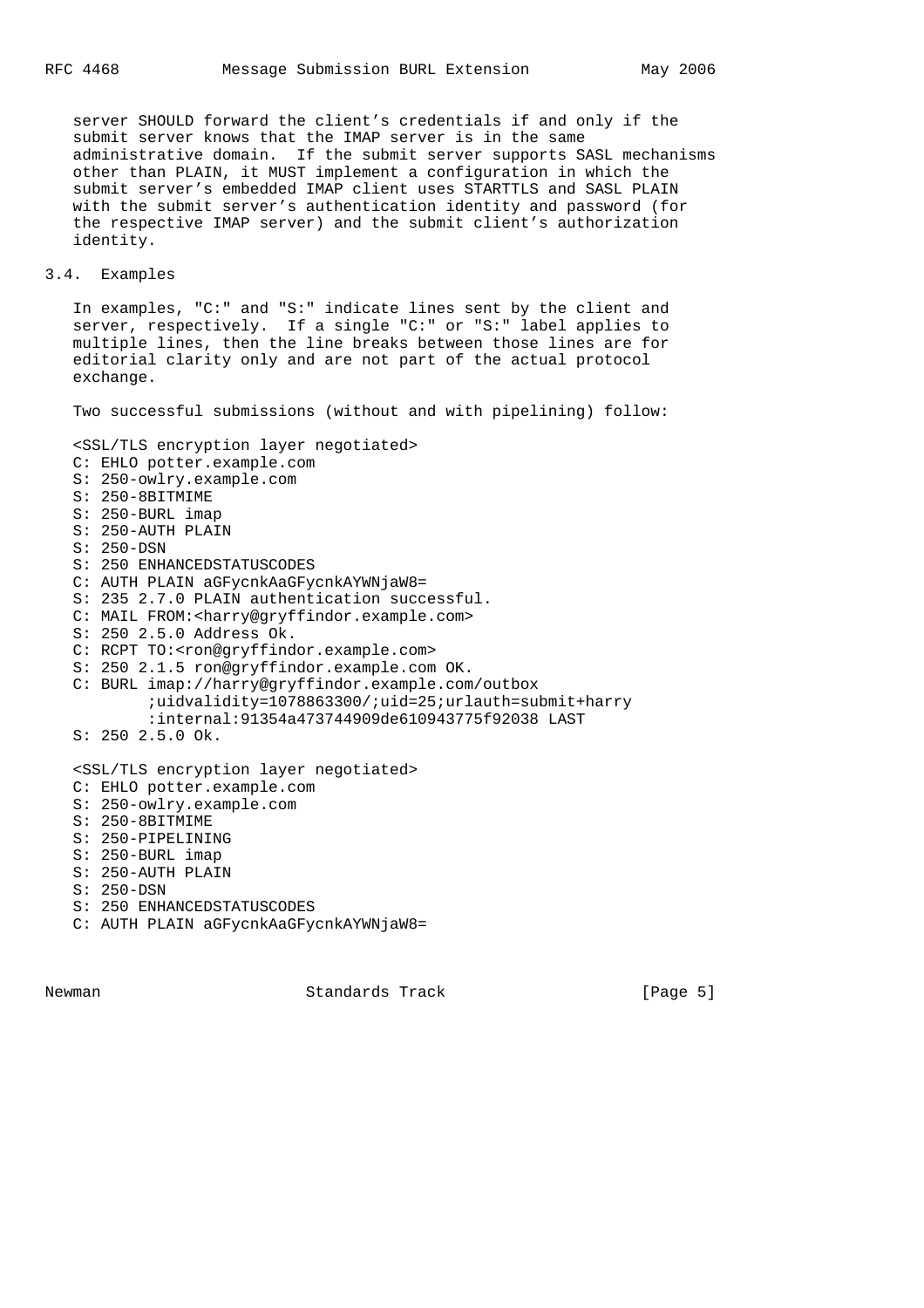server SHOULD forward the client's credentials if and only if the submit server knows that the IMAP server is in the same administrative domain. If the submit server supports SASL mechanisms other than PLAIN, it MUST implement a configuration in which the submit server's embedded IMAP client uses STARTTLS and SASL PLAIN with the submit server's authentication identity and password (for the respective IMAP server) and the submit client's authorization identity.

### 3.4. Examples

In examples, "C:" and "S:" indicate lines sent by the client and server, respectively. If a single "C:" or "S:" label applies to multiple lines, then the line breaks between those lines are for editorial clarity only and are not part of the actual protocol exchange.

Two successful submissions (without and with pipelining) follow:

```
<SSL/TLS encryption layer negotiated>
C: EHLO potter.example.com
S: 250-owlry.example.com
S: 250-8BITMIME
S: 250-BURL imap
S: 250-AUTH PLAIN
S: 250-DSN
S: 250 ENHANCEDSTATUSCODES
C: AUTH PLAIN aGFycnkAaGFycnkAYWNjaW8=
S: 235 2.7.0 PLAIN authentication successful.
C: MAIL FROM:<harry@gryffindor.example.com>
S: 250 2.5.0 Address Ok.
C: RCPT TO:<ron@gryffindor.example.com>
S: 250 2.1.5 ron@gryffindor.example.com OK.
C: BURL imap://harry@gryffindor.example.com/outbox
        ;uidvalidity=1078863300/;uid=25;urlauth=submit+harry
        :internal:91354a473744909de610943775f92038 LAST
S: 250 2.5.0 Ok.

<SSL/TLS encryption layer negotiated>
C: EHLO potter.example.com
S: 250-owlry.example.com
S: 250-8BITMIME
S: 250-PIPELINING
S: 250-BURL imap
S: 250-AUTH PLAIN
S: 250-DSN
S: 250 ENHANCEDSTATUSCODES
C: AUTH PLAIN aGFycnkAaGFycnkAYWNjaW8=
```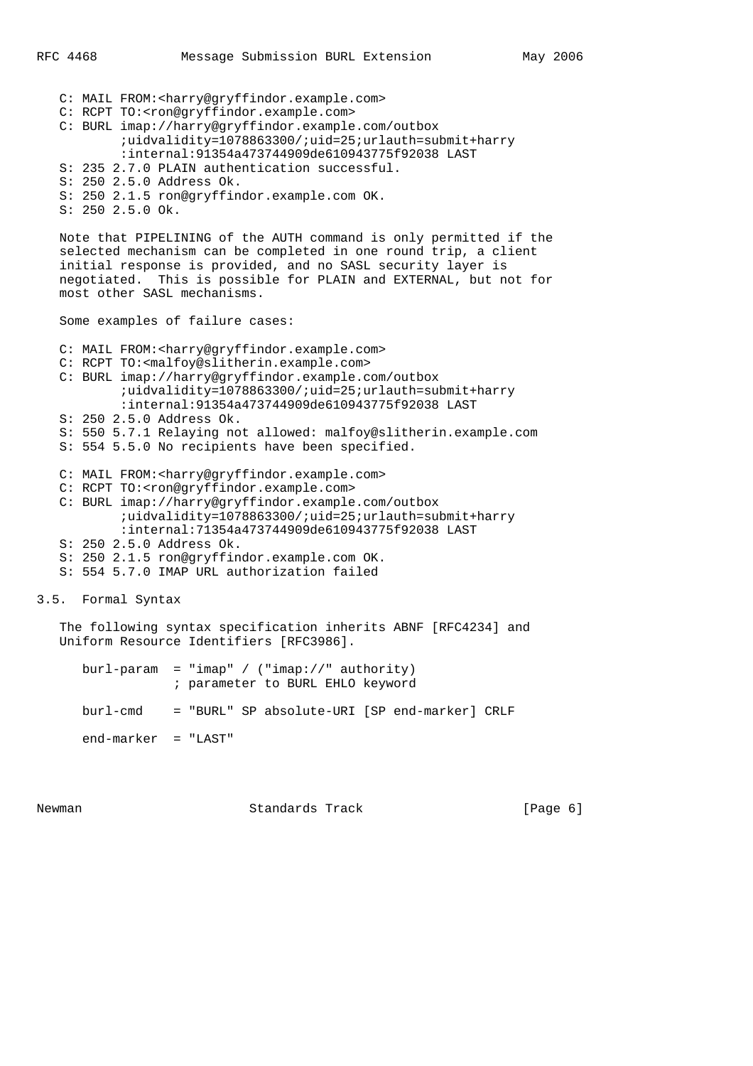```
C: MAIL FROM:<harry@gryffindor.example.com>
C: RCPT TO:<ron@gryffindor.example.com>
C: BURL imap://harry@gryffindor.example.com/outbox
        ;uidvalidity=1078863300/;uid=25;urlauth=submit+harry
        :internal:91354a473744909de610943775f92038 LAST
S: 235 2.7.0 PLAIN authentication successful.
S: 250 2.5.0 Address Ok.
S: 250 2.1.5 ron@gryffindor.example.com OK.
S: 250 2.5.0 Ok.
```

Note that PIPELINING of the AUTH command is only permitted if the selected mechanism can be completed in one round trip, a client initial response is provided, and no SASL security layer is negotiated. This is possible for PLAIN and EXTERNAL, but not for most other SASL mechanisms.

Some examples of failure cases:

```
C: MAIL FROM:<harry@gryffindor.example.com>
C: RCPT TO:<malfoy@slitherin.example.com>
C: BURL imap://harry@gryffindor.example.com/outbox
        ;uidvalidity=1078863300/;uid=25;urlauth=submit+harry
        :internal:91354a473744909de610943775f92038 LAST
S: 250 2.5.0 Address Ok.
S: 550 5.7.1 Relaying not allowed: malfoy@slitherin.example.com
S: 554 5.5.0 No recipients have been specified.

C: MAIL FROM:<harry@gryffindor.example.com>
C: RCPT TO:<ron@gryffindor.example.com>
C: BURL imap://harry@gryffindor.example.com/outbox
        ;uidvalidity=1078863300/;uid=25;urlauth=submit+harry
        :internal:71354a473744909de610943775f92038 LAST
S: 250 2.5.0 Address Ok.
S: 250 2.1.5 ron@gryffindor.example.com OK.
S: 554 5.7.0 IMAP URL authorization failed
```

## 3.5. Formal Syntax

The following syntax specification inherits ABNF [RFC4234] and Uniform Resource Identifiers [RFC3986].

```
burl-param  = "imap" / ("imap://" authority)
              ; parameter to BURL EHLO keyword

burl-cmd    = "BURL" SP absolute-URI [SP end-marker] CRLF

end-marker  = "LAST"
```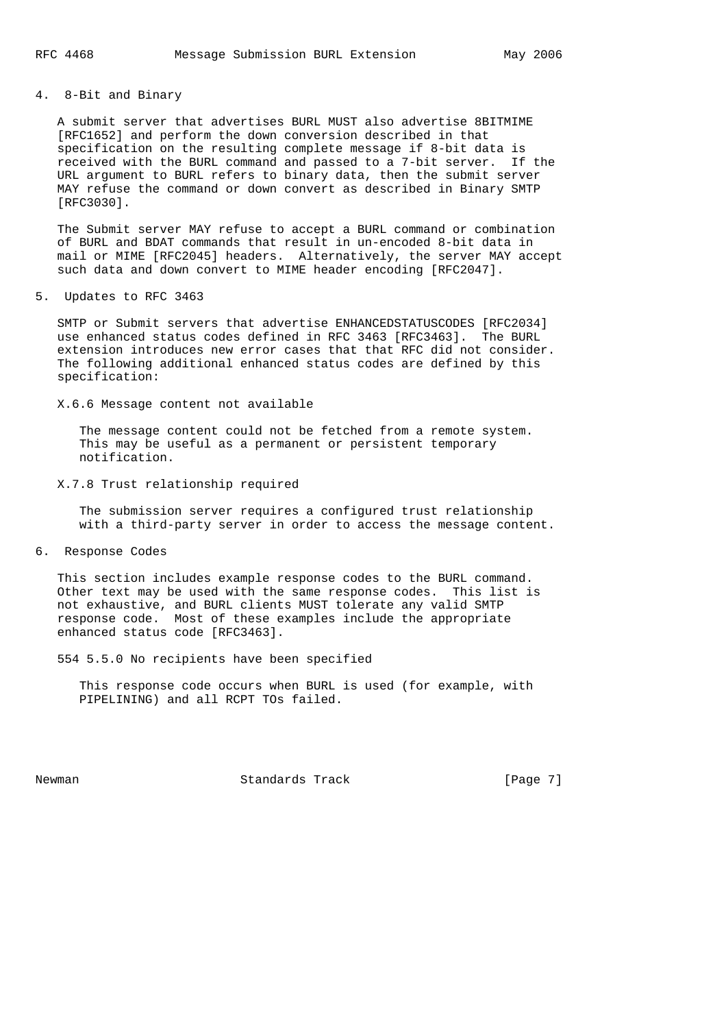## 4. 8-Bit and Binary

A submit server that advertises BURL MUST also advertise 8BITMIME [RFC1652] and perform the down conversion described in that specification on the resulting complete message if 8-bit data is received with the BURL command and passed to a 7-bit server. If the URL argument to BURL refers to binary data, then the submit server MAY refuse the command or down convert as described in Binary SMTP [RFC3030].

The Submit server MAY refuse to accept a BURL command or combination of BURL and BDAT commands that result in un-encoded 8-bit data in mail or MIME [RFC2045] headers. Alternatively, the server MAY accept such data and down convert to MIME header encoding [RFC2047].

## 5. Updates to RFC 3463

SMTP or Submit servers that advertise ENHANCEDSTATUSCODES [RFC2034] use enhanced status codes defined in RFC 3463 [RFC3463]. The BURL extension introduces new error cases that that RFC did not consider. The following additional enhanced status codes are defined by this specification:

X.6.6 Message content not available

> The message content could not be fetched from a remote system. This may be useful as a permanent or persistent temporary notification.

X.7.8 Trust relationship required

> The submission server requires a configured trust relationship with a third-party server in order to access the message content.

## 6. Response Codes

This section includes example response codes to the BURL command. Other text may be used with the same response codes. This list is not exhaustive, and BURL clients MUST tolerate any valid SMTP response code. Most of these examples include the appropriate enhanced status code [RFC3463].

554 5.5.0 No recipients have been specified

> This response code occurs when BURL is used (for example, with PIPELINING) and all RCPT TOs failed.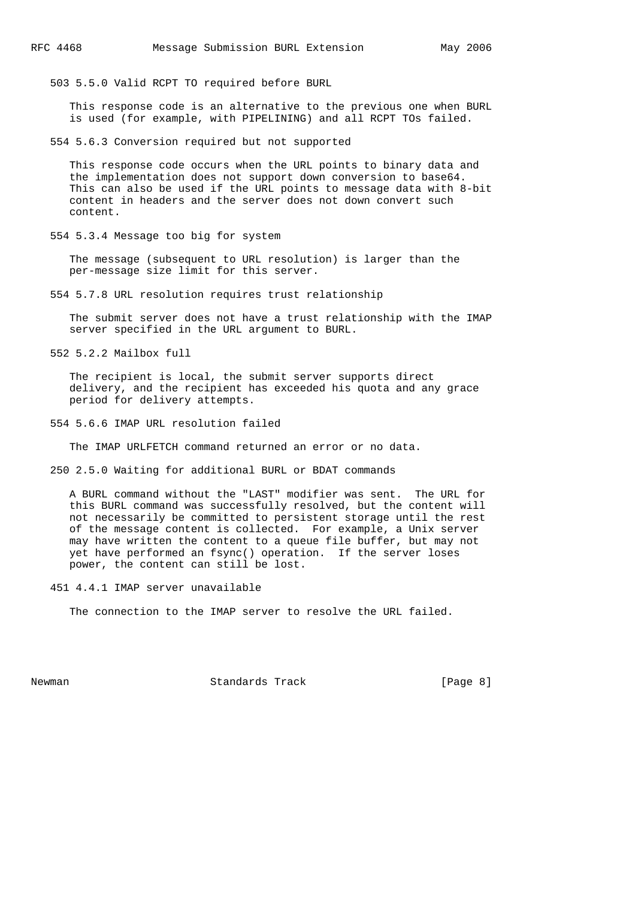503 5.5.0 Valid RCPT TO required before BURL

This response code is an alternative to the previous one when BURL is used (for example, with PIPELINING) and all RCPT TOs failed.

554 5.6.3 Conversion required but not supported

This response code occurs when the URL points to binary data and the implementation does not support down conversion to base64. This can also be used if the URL points to message data with 8-bit content in headers and the server does not down convert such content.

554 5.3.4 Message too big for system

The message (subsequent to URL resolution) is larger than the per-message size limit for this server.

554 5.7.8 URL resolution requires trust relationship

The submit server does not have a trust relationship with the IMAP server specified in the URL argument to BURL.

552 5.2.2 Mailbox full

The recipient is local, the submit server supports direct delivery, and the recipient has exceeded his quota and any grace period for delivery attempts.

554 5.6.6 IMAP URL resolution failed

The IMAP URLFETCH command returned an error or no data.

250 2.5.0 Waiting for additional BURL or BDAT commands

A BURL command without the "LAST" modifier was sent. The URL for this BURL command was successfully resolved, but the content will not necessarily be committed to persistent storage until the rest of the message content is collected. For example, a Unix server may have written the content to a queue file buffer, but may not yet have performed an fsync() operation. If the server loses power, the content can still be lost.

451 4.4.1 IMAP server unavailable

The connection to the IMAP server to resolve the URL failed.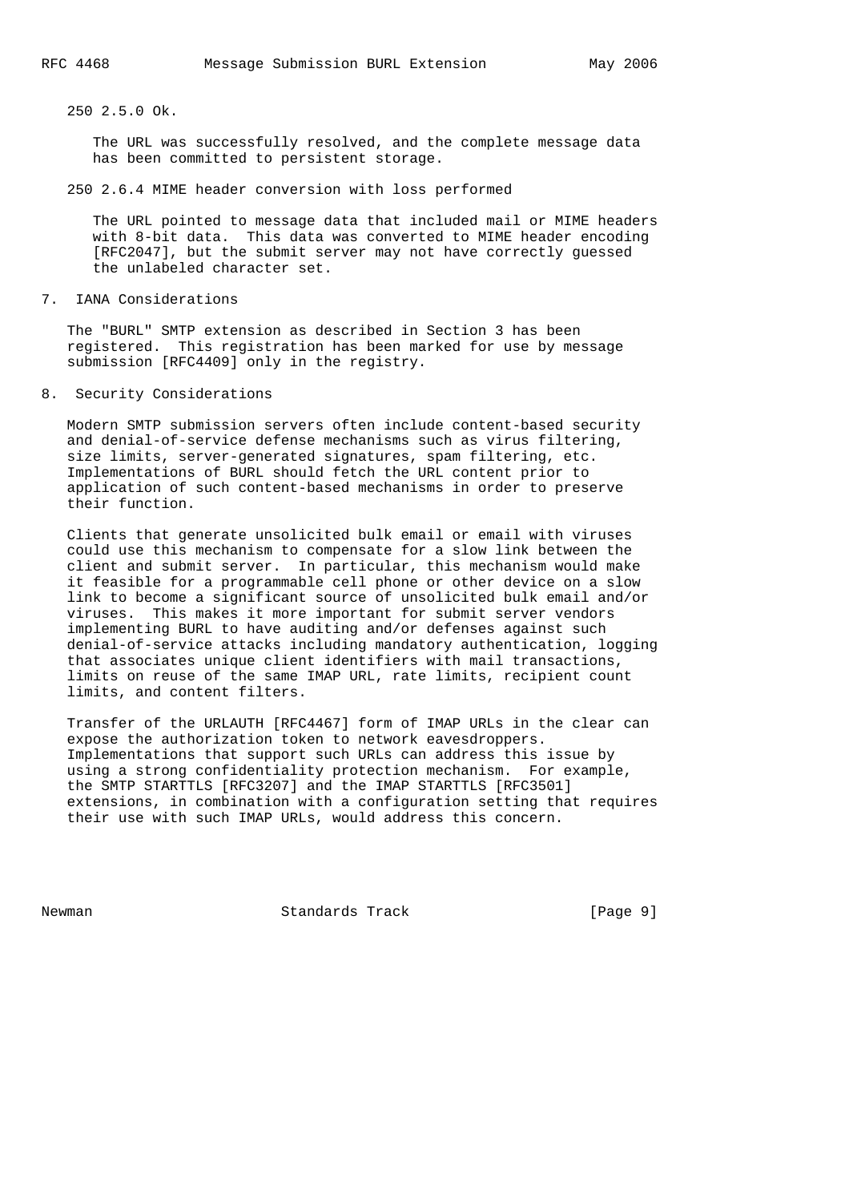250 2.5.0 Ok.

The URL was successfully resolved, and the complete message data has been committed to persistent storage.

250 2.6.4 MIME header conversion with loss performed

The URL pointed to message data that included mail or MIME headers with 8-bit data. This data was converted to MIME header encoding [RFC2047], but the submit server may not have correctly guessed the unlabeled character set.

## 7. IANA Considerations

The "BURL" SMTP extension as described in Section 3 has been registered. This registration has been marked for use by message submission [RFC4409] only in the registry.

## 8. Security Considerations

Modern SMTP submission servers often include content-based security and denial-of-service defense mechanisms such as virus filtering, size limits, server-generated signatures, spam filtering, etc. Implementations of BURL should fetch the URL content prior to application of such content-based mechanisms in order to preserve their function.

Clients that generate unsolicited bulk email or email with viruses could use this mechanism to compensate for a slow link between the client and submit server. In particular, this mechanism would make it feasible for a programmable cell phone or other device on a slow link to become a significant source of unsolicited bulk email and/or viruses. This makes it more important for submit server vendors implementing BURL to have auditing and/or defenses against such denial-of-service attacks including mandatory authentication, logging that associates unique client identifiers with mail transactions, limits on reuse of the same IMAP URL, rate limits, recipient count limits, and content filters.

Transfer of the URLAUTH [RFC4467] form of IMAP URLs in the clear can expose the authorization token to network eavesdroppers. Implementations that support such URLs can address this issue by using a strong confidentiality protection mechanism. For example, the SMTP STARTTLS [RFC3207] and the IMAP STARTTLS [RFC3501] extensions, in combination with a configuration setting that requires their use with such IMAP URLs, would address this concern.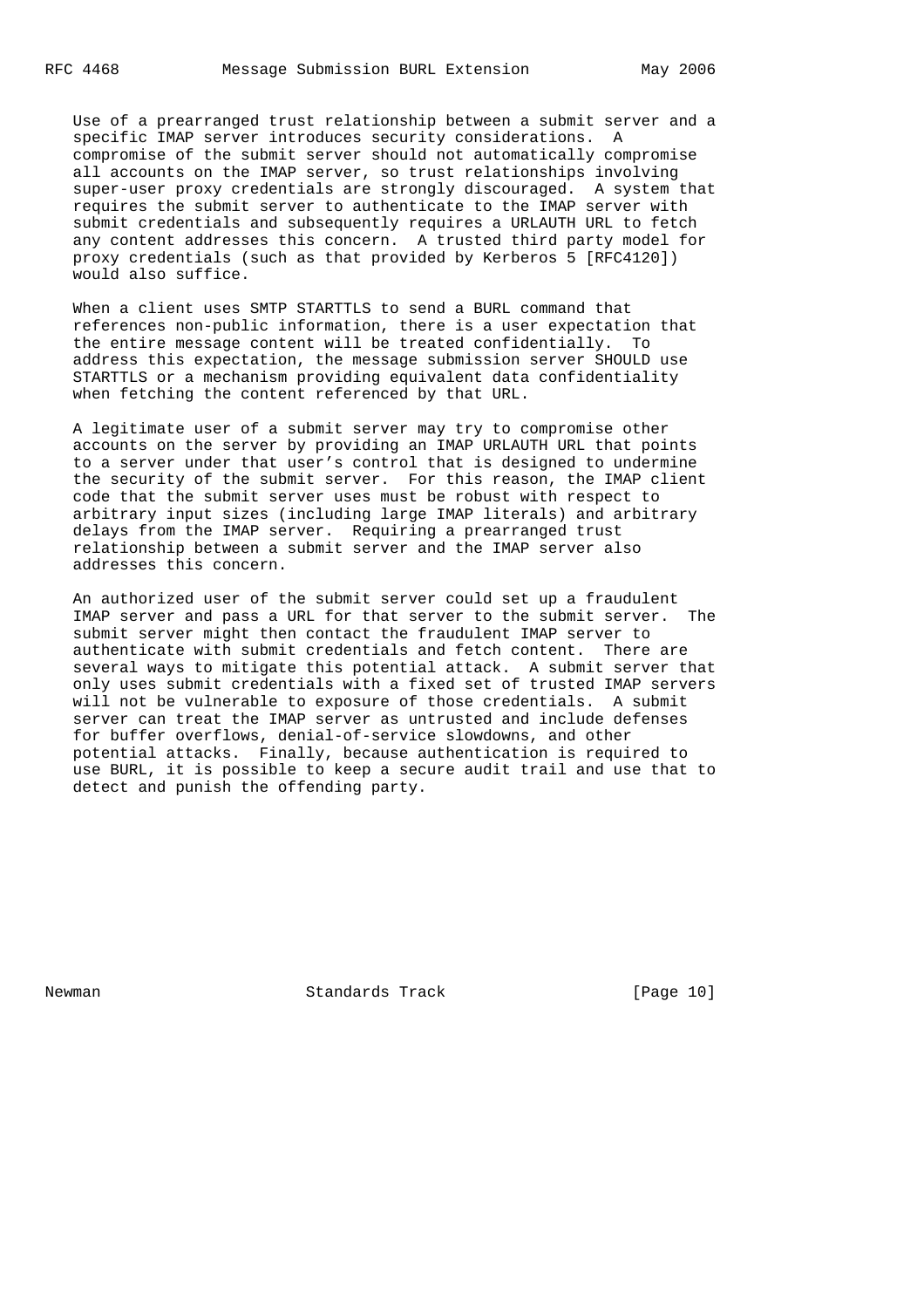Use of a prearranged trust relationship between a submit server and a specific IMAP server introduces security considerations. A compromise of the submit server should not automatically compromise all accounts on the IMAP server, so trust relationships involving super-user proxy credentials are strongly discouraged. A system that requires the submit server to authenticate to the IMAP server with submit credentials and subsequently requires a URLAUTH URL to fetch any content addresses this concern. A trusted third party model for proxy credentials (such as that provided by Kerberos 5 [RFC4120]) would also suffice.

When a client uses SMTP STARTTLS to send a BURL command that references non-public information, there is a user expectation that the entire message content will be treated confidentially. To address this expectation, the message submission server SHOULD use STARTTLS or a mechanism providing equivalent data confidentiality when fetching the content referenced by that URL.

A legitimate user of a submit server may try to compromise other accounts on the server by providing an IMAP URLAUTH URL that points to a server under that user's control that is designed to undermine the security of the submit server. For this reason, the IMAP client code that the submit server uses must be robust with respect to arbitrary input sizes (including large IMAP literals) and arbitrary delays from the IMAP server. Requiring a prearranged trust relationship between a submit server and the IMAP server also addresses this concern.

An authorized user of the submit server could set up a fraudulent IMAP server and pass a URL for that server to the submit server. The submit server might then contact the fraudulent IMAP server to authenticate with submit credentials and fetch content. There are several ways to mitigate this potential attack. A submit server that only uses submit credentials with a fixed set of trusted IMAP servers will not be vulnerable to exposure of those credentials. A submit server can treat the IMAP server as untrusted and include defenses for buffer overflows, denial-of-service slowdowns, and other potential attacks. Finally, because authentication is required to use BURL, it is possible to keep a secure audit trail and use that to detect and punish the offending party.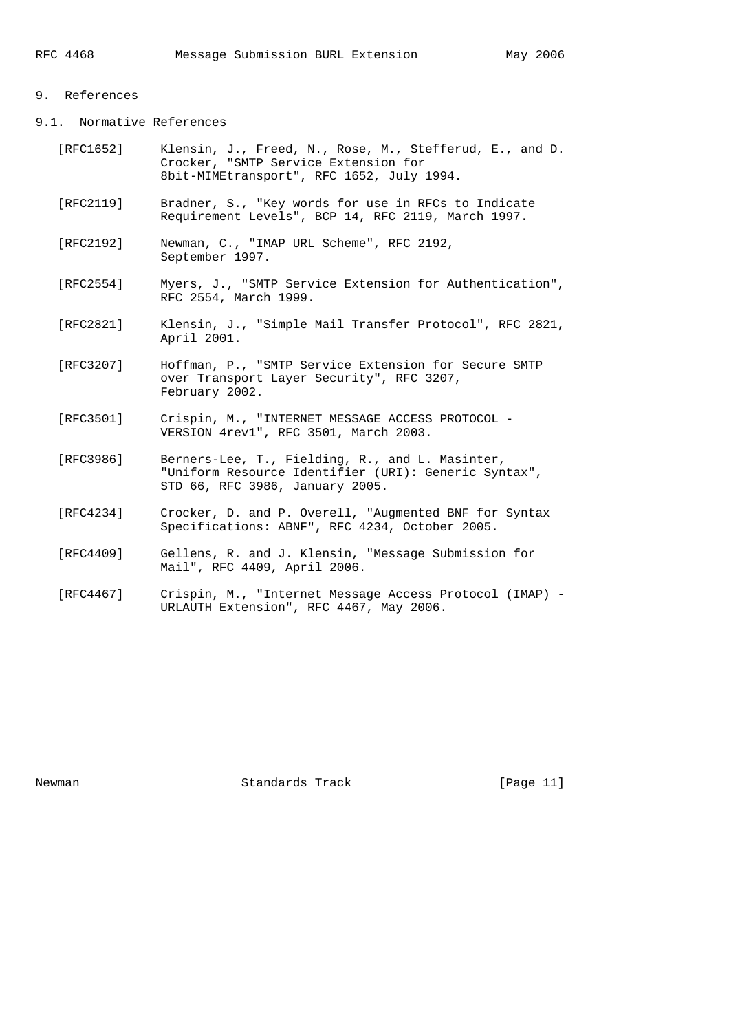# 9. References

## 9.1. Normative References

[RFC1652] Klensin, J., Freed, N., Rose, M., Stefferud, E., and D. Crocker, "SMTP Service Extension for 8bit-MIMEtransport", RFC 1652, July 1994.

[RFC2119] Bradner, S., "Key words for use in RFCs to Indicate Requirement Levels", BCP 14, RFC 2119, March 1997.

[RFC2192] Newman, C., "IMAP URL Scheme", RFC 2192, September 1997.

[RFC2554] Myers, J., "SMTP Service Extension for Authentication", RFC 2554, March 1999.

[RFC2821] Klensin, J., "Simple Mail Transfer Protocol", RFC 2821, April 2001.

[RFC3207] Hoffman, P., "SMTP Service Extension for Secure SMTP over Transport Layer Security", RFC 3207, February 2002.

[RFC3501] Crispin, M., "INTERNET MESSAGE ACCESS PROTOCOL - VERSION 4rev1", RFC 3501, March 2003.

[RFC3986] Berners-Lee, T., Fielding, R., and L. Masinter, "Uniform Resource Identifier (URI): Generic Syntax", STD 66, RFC 3986, January 2005.

[RFC4234] Crocker, D. and P. Overell, "Augmented BNF for Syntax Specifications: ABNF", RFC 4234, October 2005.

[RFC4409] Gellens, R. and J. Klensin, "Message Submission for Mail", RFC 4409, April 2006.

[RFC4467] Crispin, M., "Internet Message Access Protocol (IMAP) - URLAUTH Extension", RFC 4467, May 2006.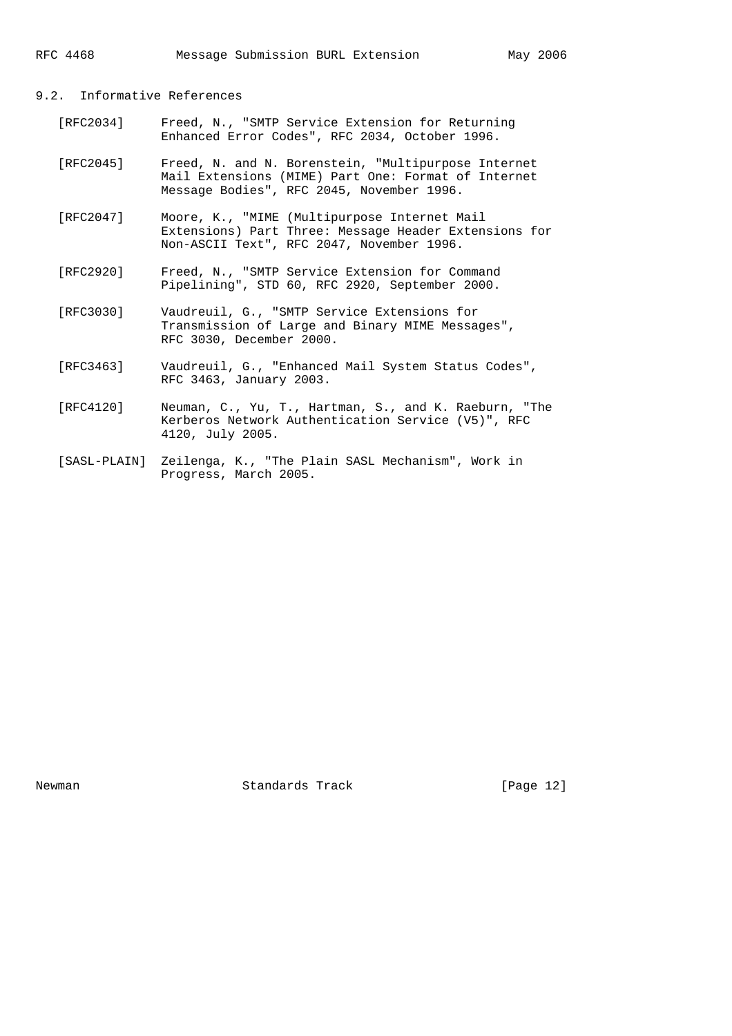## 9.2. Informative References

[RFC2034] Freed, N., "SMTP Service Extension for Returning Enhanced Error Codes", RFC 2034, October 1996.

[RFC2045] Freed, N. and N. Borenstein, "Multipurpose Internet Mail Extensions (MIME) Part One: Format of Internet Message Bodies", RFC 2045, November 1996.

[RFC2047] Moore, K., "MIME (Multipurpose Internet Mail Extensions) Part Three: Message Header Extensions for Non-ASCII Text", RFC 2047, November 1996.

[RFC2920] Freed, N., "SMTP Service Extension for Command Pipelining", STD 60, RFC 2920, September 2000.

[RFC3030] Vaudreuil, G., "SMTP Service Extensions for Transmission of Large and Binary MIME Messages", RFC 3030, December 2000.

[RFC3463] Vaudreuil, G., "Enhanced Mail System Status Codes", RFC 3463, January 2003.

[RFC4120] Neuman, C., Yu, T., Hartman, S., and K. Raeburn, "The Kerberos Network Authentication Service (V5)", RFC 4120, July 2005.

[SASL-PLAIN] Zeilenga, K., "The Plain SASL Mechanism", Work in Progress, March 2005.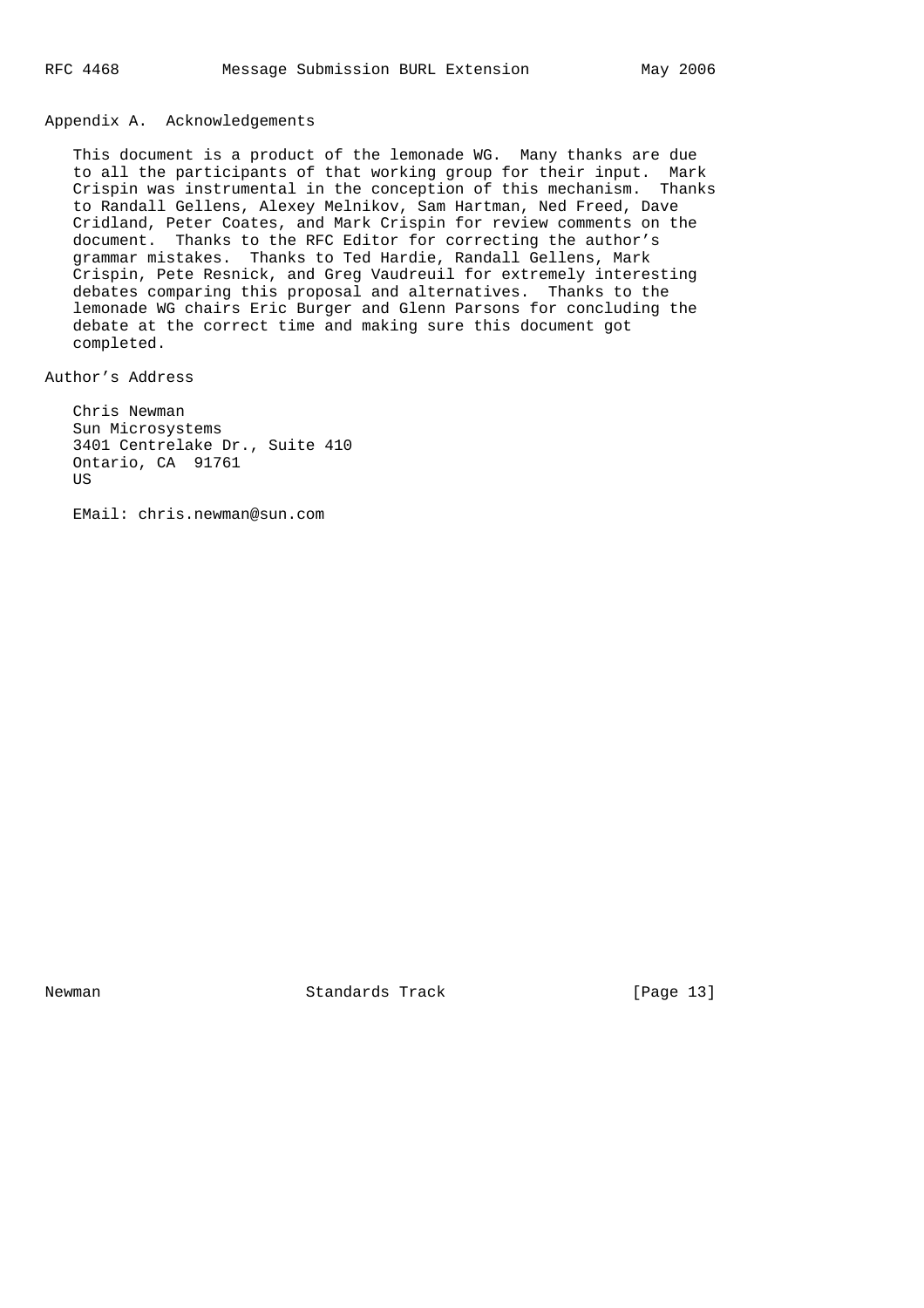## Appendix A. Acknowledgements

This document is a product of the lemonade WG. Many thanks are due to all the participants of that working group for their input. Mark Crispin was instrumental in the conception of this mechanism. Thanks to Randall Gellens, Alexey Melnikov, Sam Hartman, Ned Freed, Dave Cridland, Peter Coates, and Mark Crispin for review comments on the document. Thanks to the RFC Editor for correcting the author's grammar mistakes. Thanks to Ted Hardie, Randall Gellens, Mark Crispin, Pete Resnick, and Greg Vaudreuil for extremely interesting debates comparing this proposal and alternatives. Thanks to the lemonade WG chairs Eric Burger and Glenn Parsons for concluding the debate at the correct time and making sure this document got completed.

## Author's Address

Chris Newman
Sun Microsystems
3401 Centrelake Dr., Suite 410
Ontario, CA 91761
US

EMail: chris.newman@sun.com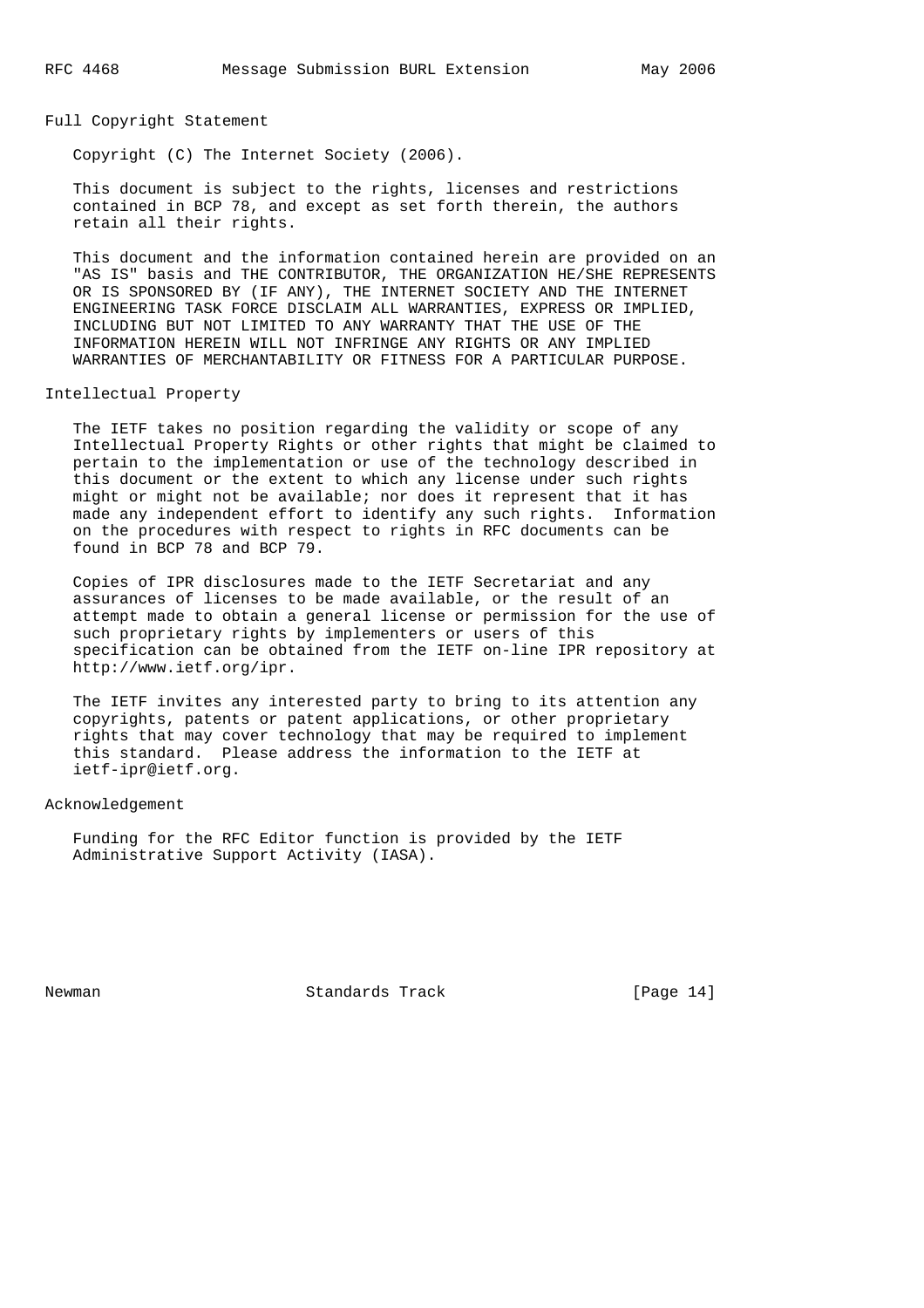## Full Copyright Statement

Copyright (C) The Internet Society (2006).

This document is subject to the rights, licenses and restrictions contained in BCP 78, and except as set forth therein, the authors retain all their rights.

This document and the information contained herein are provided on an "AS IS" basis and THE CONTRIBUTOR, THE ORGANIZATION HE/SHE REPRESENTS OR IS SPONSORED BY (IF ANY), THE INTERNET SOCIETY AND THE INTERNET ENGINEERING TASK FORCE DISCLAIM ALL WARRANTIES, EXPRESS OR IMPLIED, INCLUDING BUT NOT LIMITED TO ANY WARRANTY THAT THE USE OF THE INFORMATION HEREIN WILL NOT INFRINGE ANY RIGHTS OR ANY IMPLIED WARRANTIES OF MERCHANTABILITY OR FITNESS FOR A PARTICULAR PURPOSE.

## Intellectual Property

The IETF takes no position regarding the validity or scope of any Intellectual Property Rights or other rights that might be claimed to pertain to the implementation or use of the technology described in this document or the extent to which any license under such rights might or might not be available; nor does it represent that it has made any independent effort to identify any such rights. Information on the procedures with respect to rights in RFC documents can be found in BCP 78 and BCP 79.

Copies of IPR disclosures made to the IETF Secretariat and any assurances of licenses to be made available, or the result of an attempt made to obtain a general license or permission for the use of such proprietary rights by implementers or users of this specification can be obtained from the IETF on-line IPR repository at http://www.ietf.org/ipr.

The IETF invites any interested party to bring to its attention any copyrights, patents or patent applications, or other proprietary rights that may cover technology that may be required to implement this standard. Please address the information to the IETF at ietf-ipr@ietf.org.

## Acknowledgement

Funding for the RFC Editor function is provided by the IETF Administrative Support Activity (IASA).